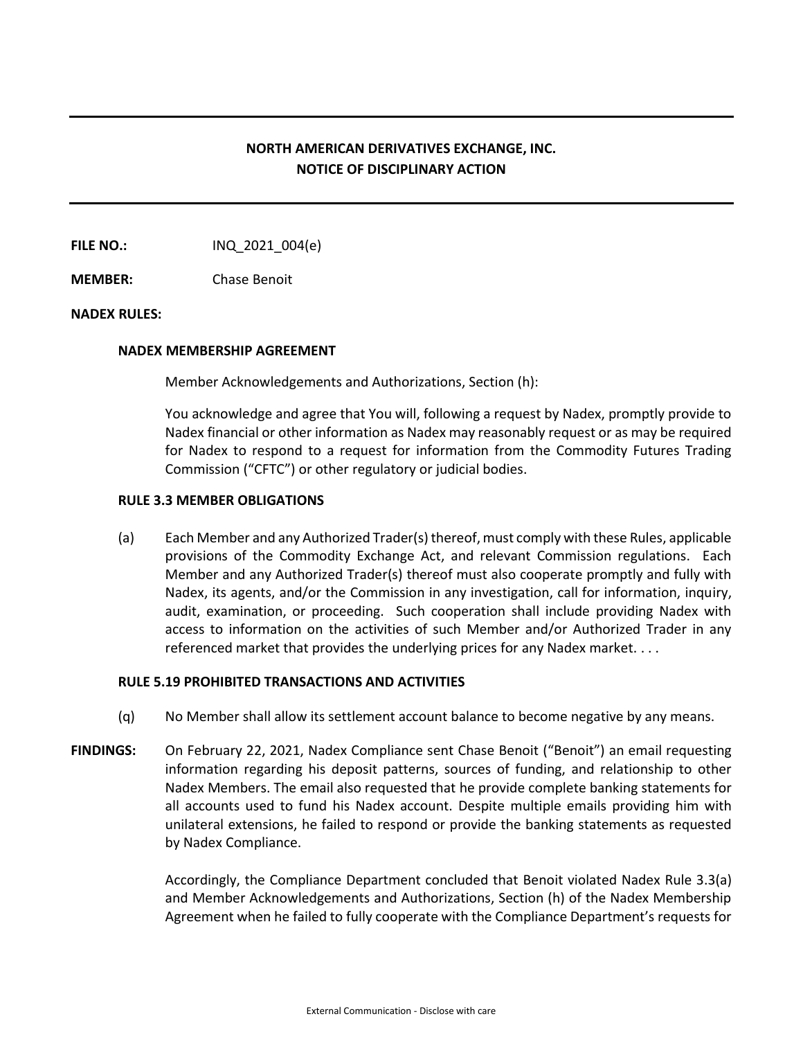## NORTH AMERICAN DERIVATIVES EXCHANGE, INC.
## NOTICE OF DISCIPLINARY ACTION

**FILE NO.:** INQ_2021_004(e)

**MEMBER:** Chase Benoit

**NADEX RULES:**

**NADEX MEMBERSHIP AGREEMENT**

Member Acknowledgements and Authorizations, Section (h):

You acknowledge and agree that You will, following a request by Nadex, promptly provide to Nadex financial or other information as Nadex may reasonably request or as may be required for Nadex to respond to a request for information from the Commodity Futures Trading Commission ("CFTC") or other regulatory or judicial bodies.

**RULE 3.3 MEMBER OBLIGATIONS**

(a) Each Member and any Authorized Trader(s) thereof, must comply with these Rules, applicable provisions of the Commodity Exchange Act, and relevant Commission regulations. Each Member and any Authorized Trader(s) thereof must also cooperate promptly and fully with Nadex, its agents, and/or the Commission in any investigation, call for information, inquiry, audit, examination, or proceeding. Such cooperation shall include providing Nadex with access to information on the activities of such Member and/or Authorized Trader in any referenced market that provides the underlying prices for any Nadex market. . . .

**RULE 5.19 PROHIBITED TRANSACTIONS AND ACTIVITIES**

(q) No Member shall allow its settlement account balance to become negative by any means.

**FINDINGS:** On February 22, 2021, Nadex Compliance sent Chase Benoit ("Benoit") an email requesting information regarding his deposit patterns, sources of funding, and relationship to other Nadex Members. The email also requested that he provide complete banking statements for all accounts used to fund his Nadex account. Despite multiple emails providing him with unilateral extensions, he failed to respond or provide the banking statements as requested by Nadex Compliance.

Accordingly, the Compliance Department concluded that Benoit violated Nadex Rule 3.3(a) and Member Acknowledgements and Authorizations, Section (h) of the Nadex Membership Agreement when he failed to fully cooperate with the Compliance Department's requests for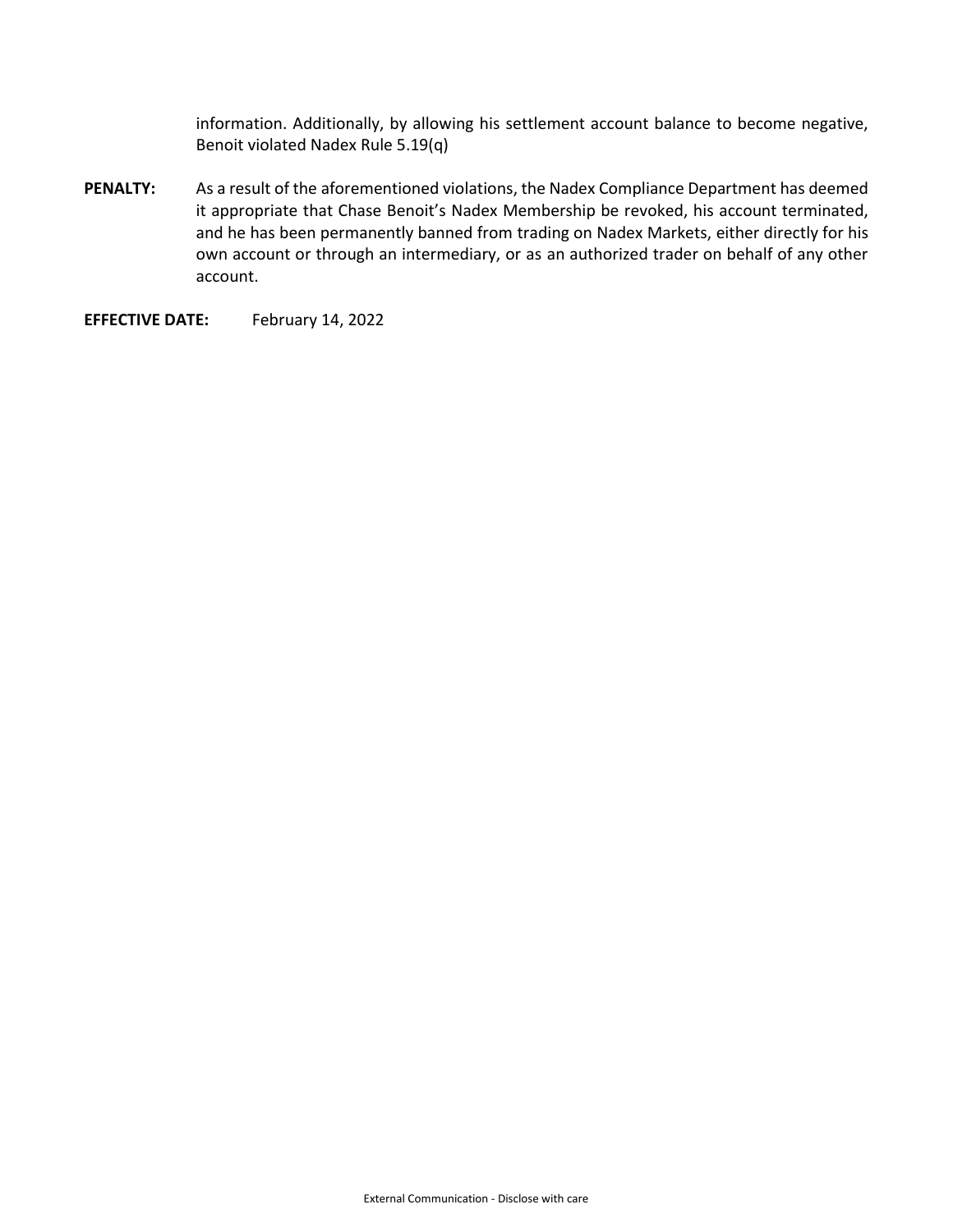information. Additionally, by allowing his settlement account balance to become negative, Benoit violated Nadex Rule 5.19(q)

**PENALTY:** As a result of the aforementioned violations, the Nadex Compliance Department has deemed it appropriate that Chase Benoit's Nadex Membership be revoked, his account terminated, and he has been permanently banned from trading on Nadex Markets, either directly for his own account or through an intermediary, or as an authorized trader on behalf of any other account.

**EFFECTIVE DATE:** February 14, 2022